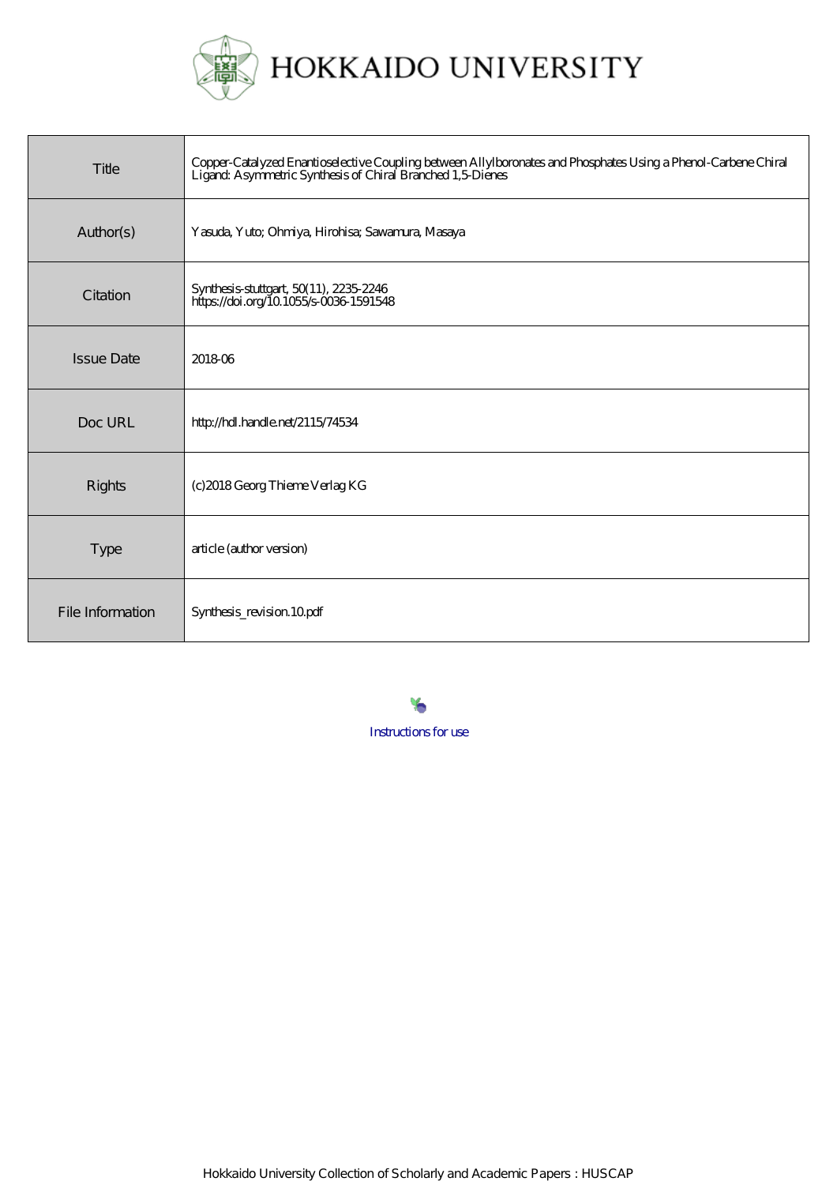# HOKKAIDO UNIVERSITY

| Title | Copper-Catalyzed Enantioselective Coupling between Allylboronates and Phosphates Using a Phenol-Carbene Chiral Ligand: Asymmetric Synthesis of Chiral Branched 1,5-Dienes |
|---|---|
| Author(s) | Yasuda, Yuto; Ohmiya, Hirohisa; Sawamura, Masaya |
| Citation | Synthesis-stuttgart, 50(11), 2235-2246<br>https://doi.org/10.1055/s-0036-1591548 |
| Issue Date | 2018-06 |
| Doc URL | http://hdl.handle.net/2115/74534 |
| Rights | (c)2018 Georg Thieme Verlag KG |
| Type | article (author version) |
| File Information | Synthesis_revision.10.pdf |

Instructions for use

Hokkaido University Collection of Scholarly and Academic Papers : HUSCAP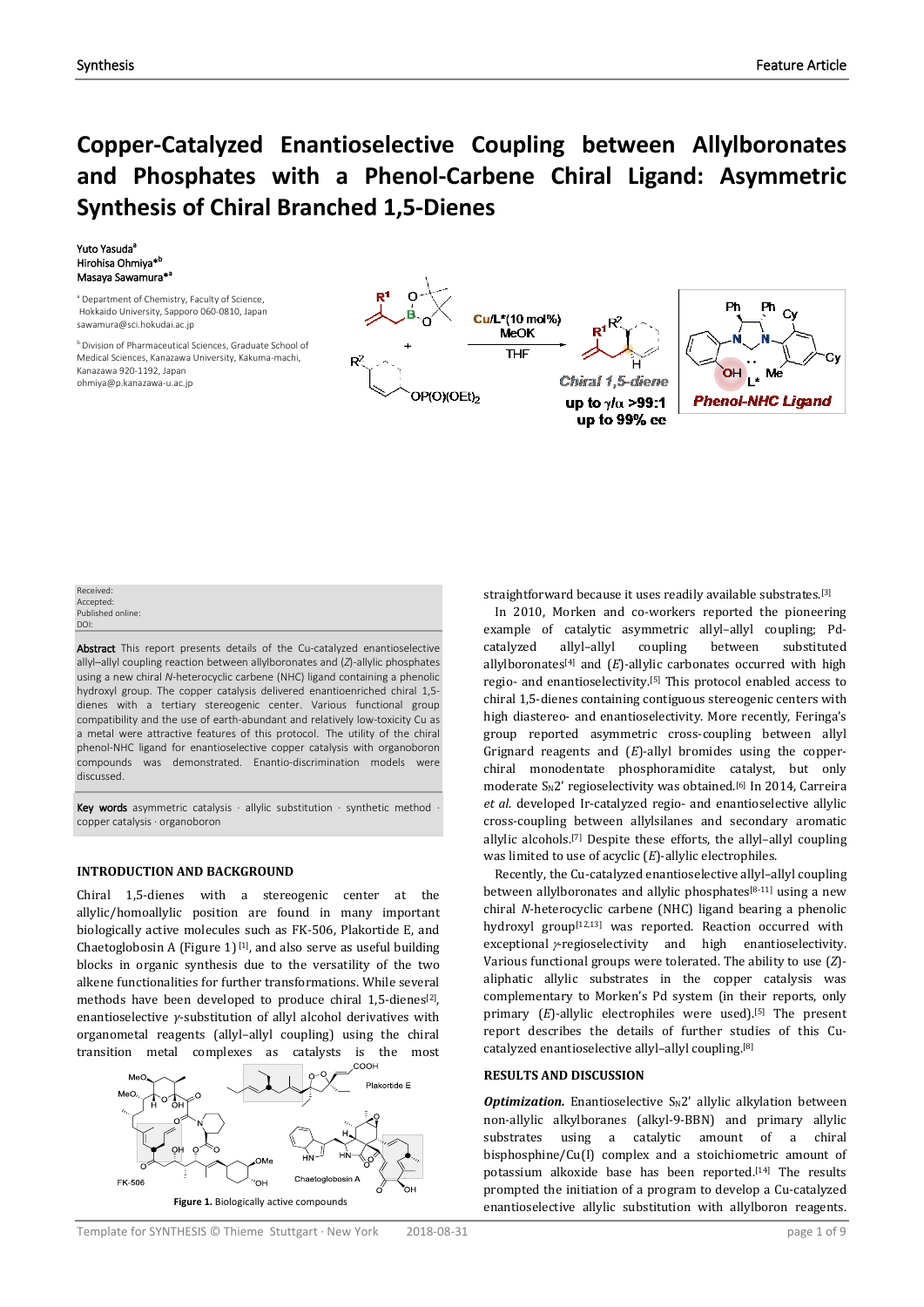# Copper-Catalyzed Enantioselective Coupling between Allylboronates and Phosphates with a Phenol-Carbene Chiral Ligand: Asymmetric Synthesis of Chiral Branched 1,5-Dienes

Yuto Yasuda[a]
Hirohisa Ohmiya*[b]
Masaya Sawamura*[a]

[a] Department of Chemistry, Faculty of Science, Hokkaido University, Sapporo 060-0810, Japan
sawamura@sci.hokudai.ac.jp

[b] Division of Pharmaceutical Sciences, Graduate School of Medical Sciences, Kanazawa University, Kakuma-machi, Kanazawa 920-1192, Japan
ohmiya@p.kanazawa-u.ac.jp

Cu/L*(10 mol%), MeOK, THF

Chiral 1,5-diene
up to γ/α >99:1
up to 99% ee

Phenol-NHC Ligand

Received:
Accepted:
Published online:
DOI:

**Abstract** This report presents details of the Cu-catalyzed enantioselective allyl–allyl coupling reaction between allylboronates and (*Z*)-allylic phosphates using a new chiral *N*-heterocyclic carbene (NHC) ligand containing a phenolic hydroxyl group. The copper catalysis delivered enantioenriched chiral 1,5-dienes with a tertiary stereogenic center. Various functional group compatibility and the use of earth-abundant and relatively low-toxicity Cu as a metal were attractive features of this protocol. The utility of the chiral phenol-NHC ligand for enantioselective copper catalysis with organoboron compounds was demonstrated. Enantio-discrimination models were discussed.

**Key words** asymmetric catalysis · allylic substitution · synthetic method · copper catalysis · organoboron

## INTRODUCTION AND BACKGROUND

Chiral 1,5-dienes with a stereogenic center at the allylic/homoallylic position are found in many important biologically active molecules such as FK-506, Plakortide E, and Chaetoglobosin A (Figure 1) [1], and also serve as useful building blocks in organic synthesis due to the versatility of the two alkene functionalities for further transformations. While several methods have been developed to produce chiral 1,5-dienes[2], enantioselective *γ*-substitution of allyl alcohol derivatives with organometal reagents (allyl–allyl coupling) using the chiral transition metal complexes as catalysts is the most straightforward because it uses readily available substrates.[3]

**Figure 1.** Biologically active compounds

In 2010, Morken and co-workers reported the pioneering example of catalytic asymmetric allyl–allyl coupling; Pd-catalyzed allyl–allyl coupling between substituted allylboronates[4] and (*E*)-allylic carbonates occurred with high regio- and enantioselectivity.[5] This protocol enabled access to chiral 1,5-dienes containing contiguous stereogenic centers with high diastereo- and enantioselectivity. More recently, Feringa's group reported asymmetric cross-coupling between allyl Grignard reagents and (*E*)-allyl bromides using the copper-chiral monodentate phosphoramidite catalyst, but only moderate $S_N2'$ regioselectivity was obtained.[6] In 2014, Carreira *et al.* developed Ir-catalyzed regio- and enantioselective allylic cross-coupling between allylsilanes and secondary aromatic allylic alcohols.[7] Despite these efforts, the allyl–allyl coupling was limited to use of acyclic (*E*)-allylic electrophiles.

Recently, the Cu-catalyzed enantioselective allyl–allyl coupling between allylboronates and allylic phosphates[8-11] using a new chiral *N*-heterocyclic carbene (NHC) ligand bearing a phenolic hydroxyl group[12,13] was reported. Reaction occurred with exceptional *γ*-regioselectivity and high enantioselectivity. Various functional groups were tolerated. The ability to use (*Z*)-aliphatic allylic substrates in the copper catalysis was complementary to Morken's Pd system (in their reports, only primary (*E*)-allylic electrophiles were used).[5] The present report describes the details of further studies of this Cu-catalyzed enantioselective allyl–allyl coupling.[8]

## RESULTS AND DISCUSSION

***Optimization.*** Enantioselective $S_N2'$ allylic alkylation between non-allylic alkylboranes (alkyl-9-BBN) and primary allylic substrates using a catalytic amount of a chiral bisphosphine/Cu(I) complex and a stoichiometric amount of potassium alkoxide base has been reported.[14] The results prompted the initiation of a program to develop a Cu-catalyzed enantioselective allylic substitution with allylboron reagents.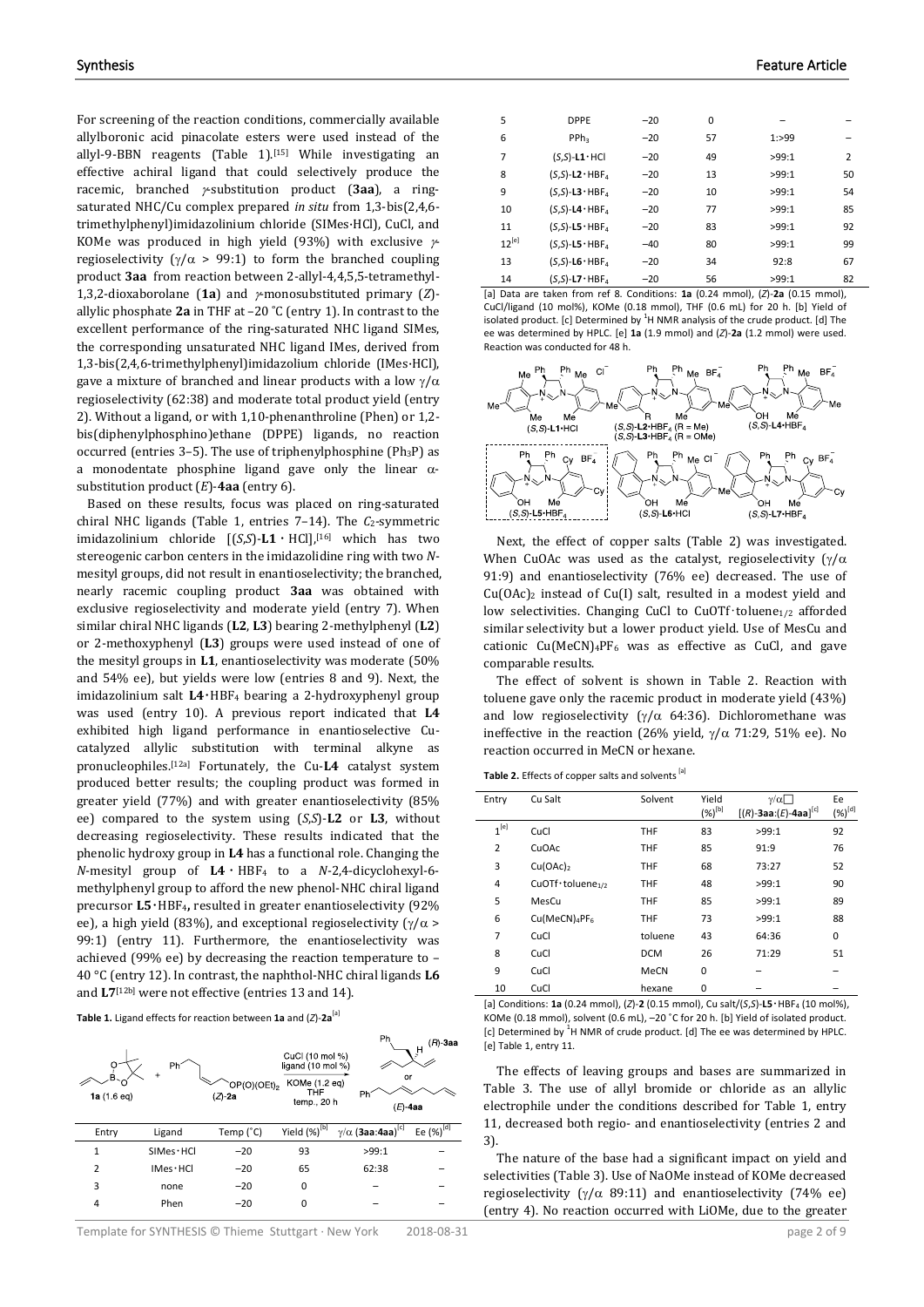For screening of the reaction conditions, commercially available allylboronic acid pinacolate esters were used instead of the allyl-9-BBN reagents (Table 1).[15] While investigating an effective achiral ligand that could selectively produce the racemic, branched γ-substitution product (**3aa**), a ring-saturated NHC/Cu complex prepared *in situ* from 1,3-bis(2,4,6-trimethylphenyl)imidazolinium chloride (SIMes·HCl), CuCl, and KOMe was produced in high yield (93%) with exclusive γ-regioselectivity (γ/α > 99:1) to form the branched coupling product **3aa** from reaction between 2-allyl-4,4,5,5-tetramethyl-1,3,2-dioxaborolane (**1a**) and γ-monosubstituted primary (*Z*)-allylic phosphate **2a** in THF at −20 °C (entry 1). In contrast to the excellent performance of the ring-saturated NHC ligand SIMes, the corresponding unsaturated NHC ligand IMes, derived from 1,3-bis(2,4,6-trimethylphenyl)imidazolium chloride (IMes·HCl), gave a mixture of branched and linear products with a low γ/α regioselectivity (62:38) and moderate total product yield (entry 2). Without a ligand, or with 1,10-phenanthroline (Phen) or 1,2-bis(diphenylphosphino)ethane (DPPE) ligands, no reaction occurred (entries 3–5). The use of triphenylphosphine ($Ph_3P$) as a monodentate phosphine ligand gave only the linear α-substitution product (*E*)-**4aa** (entry 6).

Based on these results, focus was placed on ring-saturated chiral NHC ligands (Table 1, entries 7–14). The $C_2$-symmetric imidazolinium chloride [(*S*,*S*)-**L1**·HCl],[16] which has two stereogenic carbon centers in the imidazolidine ring with two *N*-mesityl groups, did not result in enantioselectivity; the branched, nearly racemic coupling product **3aa** was obtained with exclusive regioselectivity and moderate yield (entry 7). When similar chiral NHC ligands (**L2**, **L3**) bearing 2-methylphenyl (**L2**) or 2-methoxyphenyl (**L3**) groups were used instead of one of the mesityl groups in **L1**, enantioselectivity was moderate (50% and 54% ee), but yields were low (entries 8 and 9). Next, the imidazolinium salt **L4**·$HBF_4$ bearing a 2-hydroxyphenyl group was used (entry 10). A previous report indicated that **L4** exhibited high ligand performance in enantioselective Cu-catalyzed allylic substitution with terminal alkyne as pronucleophiles.[12a] Fortunately, the Cu-**L4** catalyst system produced better results; the coupling product was formed in greater yield (77%) and with greater enantioselectivity (85% ee) compared to the system using (*S*,*S*)-**L2** or **L3**, without decreasing regioselectivity. These results indicated that the phenolic hydroxy group in **L4** has a functional role. Changing the *N*-mesityl group of **L4**·$HBF_4$ to a *N*-2,4-dicyclohexyl-6-methylphenyl group to afford the new phenol-NHC chiral ligand precursor **L5**·$HBF_4$, resulted in greater enantioselectivity (92% ee), a high yield (83%), and exceptional regioselectivity (γ/α > 99:1) (entry 11). Furthermore, the enantioselectivity was achieved (99% ee) by decreasing the reaction temperature to −40 °C (entry 12). In contrast, the naphthol-NHC chiral ligands **L6** and **L7**[12b] were not effective (entries 13 and 14).

**Table 1.** Ligand effects for reaction between **1a** and (*Z*)-**2a**[a]

**1a** (1.6 eq) + (*Z*)-**2a** → CuCl (10 mol %), ligand (10 mol %), KOMe (1.2 eq), THF, temp., 20 h → (*R*)-**3aa** or (*E*)-**4aa**

| Entry | Ligand | Temp (°C) | Yield (%)[b] | γ/α (**3aa**:**4aa**)[c] | Ee (%)[d] |
|---|---|---|---|---|---|
| 1 | SIMes·HCl | −20 | 93 | >99:1 | – |
| 2 | IMes·HCl | −20 | 65 | 62:38 | – |
| 3 | none | −20 | 0 | – | – |
| 4 | Phen | −20 | 0 | – | – |
| 5 | DPPE | −20 | 0 | – | – |
| 6 | $PPh_3$ | −20 | 57 | 1:>99 | – |
| 7 | (*S*,*S*)-**L1**·HCl | −20 | 49 | >99:1 | 2 |
| 8 | (*S*,*S*)-**L2**·$HBF_4$ | −20 | 13 | >99:1 | 50 |
| 9 | (*S*,*S*)-**L3**·$HBF_4$ | −20 | 10 | >99:1 | 54 |
| 10 | (*S*,*S*)-**L4**·$HBF_4$ | −20 | 77 | >99:1 | 85 |
| 11 | (*S*,*S*)-**L5**·$HBF_4$ | −20 | 83 | >99:1 | 92 |
| 12[e] | (*S*,*S*)-**L5**·$HBF_4$ | −40 | 80 | >99:1 | 99 |
| 13 | (*S*,*S*)-**L6**·$HBF_4$ | −20 | 34 | 92:8 | 67 |
| 14 | (*S*,*S*)-**L7**·$HBF_4$ | −20 | 56 | >99:1 | 82 |

[a] Data are taken from ref 8. Conditions: **1a** (0.24 mmol), (*Z*)-**2a** (0.15 mmol), CuCl/ligand (10 mol%), KOMe (0.18 mmol), THF (0.6 mL) for 20 h. [b] Yield of isolated product. [c] Determined by $^1$H NMR analysis of the crude product. [d] The ee was determined by HPLC. [e] **1a** (1.9 mmol) and (*Z*)-**2a** (1.2 mmol) were used. Reaction was conducted for 48 h.

(*S*,*S*)-**L1**·HCl; (*S*,*S*)-**L2**·$HBF_4$ (R = Me); (*S*,*S*)-**L3**·$HBF_4$ (R = OMe); (*S*,*S*)-**L4**·$HBF_4$; (*S*,*S*)-**L5**·$HBF_4$; (*S*,*S*)-**L6**·HCl; (*S*,*S*)-**L7**·$HBF_4$

Next, the effect of copper salts (Table 2) was investigated. When CuOAc was used as the catalyst, regioselectivity (γ/α 91:9) and enantioselectivity (76% ee) decreased. The use of $Cu(OAc)_2$ instead of Cu(I) salt, resulted in a modest yield and low selectivities. Changing CuCl to CuOTf·toluene$_{1/2}$ afforded similar selectivity but a lower product yield. Use of MesCu and cationic $Cu(MeCN)_4PF_6$ was as effective as CuCl, and gave comparable results.

The effect of solvent is shown in Table 2. Reaction with toluene gave only the racemic product in moderate yield (43%) and low regioselectivity (γ/α 64:36). Dichloromethane was ineffective in the reaction (26% yield, γ/α 71:29, 51% ee). No reaction occurred in MeCN or hexane.

**Table 2.** Effects of copper salts and solvents[a]

| Entry | Cu Salt | Solvent | Yield (%)[b] | γ/α [(*R*)-**3aa**:(*E*)-**4aa**][c] | Ee (%)[d] |
|---|---|---|---|---|---|
| 1[e] | CuCl | THF | 83 | >99:1 | 92 |
| 2 | CuOAc | THF | 85 | 91:9 | 76 |
| 3 | $Cu(OAc)_2$ | THF | 68 | 73:27 | 52 |
| 4 | CuOTf·toluene$_{1/2}$ | THF | 48 | >99:1 | 90 |
| 5 | MesCu | THF | 85 | >99:1 | 89 |
| 6 | $Cu(MeCN)_4PF_6$ | THF | 73 | >99:1 | 88 |
| 7 | CuCl | toluene | 43 | 64:36 | 0 |
| 8 | CuCl | DCM | 26 | 71:29 | 51 |
| 9 | CuCl | MeCN | 0 | – | – |
| 10 | CuCl | hexane | 0 | – | – |

[a] Conditions: **1a** (0.24 mmol), (*Z*)-**2** (0.15 mmol), Cu salt/(*S*,*S*)-**L5**·$HBF_4$ (10 mol%), KOMe (0.18 mmol), solvent (0.6 mL), −20 °C for 20 h. [b] Yield of isolated product. [c] Determined by $^1$H NMR of crude product. [d] The ee was determined by HPLC. [e] Table 1, entry 11.

The effects of leaving groups and bases are summarized in Table 3. The use of allyl bromide or chloride as an allylic electrophile under the conditions described for Table 1, entry 11, decreased both regio- and enantioselectivity (entries 2 and 3).

The nature of the base had a significant impact on yield and selectivities (Table 3). Use of NaOMe instead of KOMe decreased regioselectivity (γ/α 89:11) and enantioselectivity (74% ee) (entry 4). No reaction occurred with LiOMe, due to the greater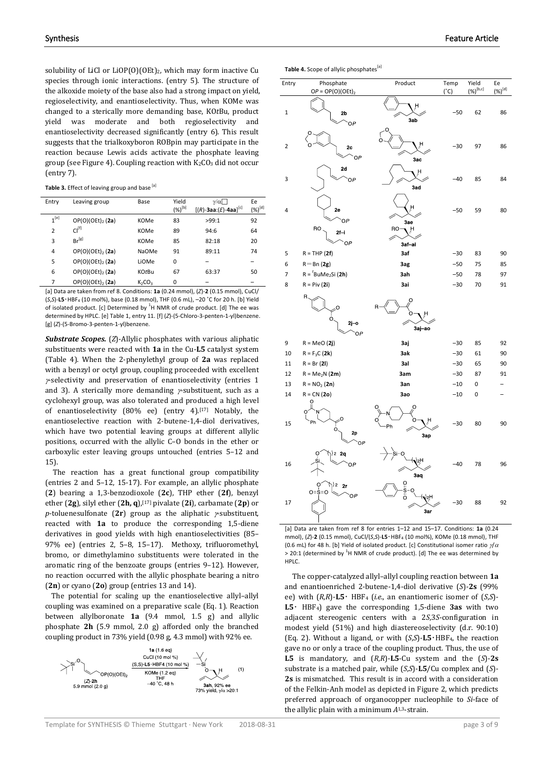solubility of LiCl or $LiOP(O)(OEt)_2$, which may form inactive Cu species through ionic interactions. (entry 5). The structure of the alkoxide moiety of the base also had a strong impact on yield, regioselectivity, and enantioselectivity. Thus, when KOMe was changed to a sterically more demanding base, KO*t*Bu, product yield was moderate and both regioselectivity and enantioselectivity decreased significantly (entry 6). This result suggests that the trialkoxyboron ROBpin may participate in the reaction because Lewis acids activate the phosphate leaving group (see Figure 4). Coupling reaction with $K_2CO_3$ did not occur (entry 7).

**Table 3.** Effect of leaving group and base [a]

| Entry | Leaving group | Base | Yield (%)[b] | $\gamma/\alpha$ [(*R*)-**3aa**:(*E*)-**4aa**][c] | Ee (%)[d] |
|---|---|---|---|---|---|
| 1[e] | $OP(O)(OEt)_2$ (**2a**) | KOMe | 83 | >99:1 | 92 |
| 2 | Cl[f] | KOMe | 89 | 94:6 | 64 |
| 3 | Br[g] | KOMe | 85 | 82:18 | 20 |
| 4 | $OP(O)(OEt)_2$ (**2a**) | NaOMe | 91 | 89:11 | 74 |
| 5 | $OP(O)(OEt)_2$ (**2a**) | LiOMe | 0 | – | – |
| 6 | $OP(O)(OEt)_2$ (**2a**) | KO*t*Bu | 67 | 63:37 | 50 |
| 7 | $OP(O)(OEt)_2$ (**2a**) | $K_2CO_3$ | 0 | – | – |

[a] Data are taken from ref 8. Conditions: **1a** (0.24 mmol), (*Z*)-**2** (0.15 mmol), CuCl/(*S*,*S*)-**L5**·$HBF_4$ (10 mol%), base (0.18 mmol), THF (0.6 mL), −20 °C for 20 h. [b] Yield of isolated product. [c] Determined by $^1$H NMR of crude product. [d] The ee was determined by HPLC. [e] Table 1, entry 11. [f] (*Z*)-(5-Chloro-3-penten-1-yl)benzene. [g] (*Z*)-(5-Bromo-3-penten-1-yl)benzene.

***Substrate Scopes.*** (*Z*)-Allylic phosphates with various aliphatic substituents were reacted with **1a** in the Cu-**L5** catalyst system (Table 4). When the 2-phenylethyl group of **2a** was replaced with a benzyl or octyl group, coupling proceeded with excellent $\gamma$-selectivity and preservation of enantioselectivity (entries 1 and 3). A sterically more demanding $\gamma$-substituent, such as a cyclohexyl group, was also tolerated and produced a high level of enantioselectivity (80% ee) (entry 4).[17] Notably, the enantioselective reaction with 2-butene-1,4-diol derivatives, which have two potential leaving groups at different allylic positions, occurred with the allylic C–O bonds in the ether or carboxylic ester leaving groups untouched (entries 5–12 and 15).

The reaction has a great functional group compatibility (entries 2 and 5–12, 15-17). For example, an allylic phosphate (**2**) bearing a 1,3-benzodioxole (**2c**), THP ether (**2f**), benzyl ether (**2g**), silyl ether (**2h, q**),[17] pivalate (**2i**), carbamate (**2p**) or *p*-toluenesulfonate (**2r**) group as the aliphatic $\gamma$-substituent, reacted with **1a** to produce the corresponding 1,5-diene derivatives in good yields with high enantioselectivities (85–97% ee) (entries 2, 5–8, 15–17). Methoxy, trifluoromethyl, bromo, or dimethylamino substituents were tolerated in the aromatic ring of the benzoate groups (entries 9–12). However, no reaction occurred with the allylic phosphate bearing a nitro (**2n**) or cyano (**2o**) group (entries 13 and 14).

The potential for scaling up the enantioselective allyl–allyl coupling was examined on a preparative scale (Eq. 1). Reaction between allylboronate **1a** (9.4 mmol, 1.5 g) and allylic phosphate **2h** (5.9 mmol, 2.0 g) afforded only the branched coupling product in 73% yield (0.98 g, 4.3 mmol) with 92% ee.

(*Z*)-**2h** 5.9 mmol (2.0 g) → **1a** (1.6 eq), CuCl (10 mol %), (S,S)-**L5**·HBF4 (10 mol %), KOMe (1.2 eq), THF, −40 °C, 48 h → **3ah**, 92% ee, 73% yield, $\gamma/\alpha$ >20:1 (1)

**Table 4.** Scope of allylic phosphates[a]

| Entry | Phosphate $OP = OP(O)(OEt)_2$ | Product | Temp (°C) | Yield (%)[b,c] | Ee (%)[d] |
|---|---|---|---|---|---|
| 1 | **2b** | **3ab** | −50 | 62 | 86 |
| 2 | **2c** | **3ac** | −30 | 97 | 86 |
| 3 | **2d** | **3ad** | −40 | 85 | 84 |
| 4 | **2e** | **3ae** | −50 | 59 | 80 |
| | **2f–i** | **3af–ai** | | | |
| 5 | R = THP (**2f**) | **3af** | −30 | 83 | 90 |
| 6 | R = Bn (**2g**) | **3ag** | −50 | 75 | 85 |
| 7 | R = $^t$BuMe$_2$Si (**2h**) | **3ah** | −50 | 78 | 97 |
| 8 | R = Piv (**2i**) | **3ai** | −30 | 70 | 91 |
| | **2j–o** | **3aj–ao** | | | |
| 9 | R = MeO (**2j**) | **3aj** | −30 | 85 | 92 |
| 10 | R = $F_3C$ (**2k**) | **3ak** | −30 | 61 | 90 |
| 11 | R = Br (**2l**) | **3al** | −30 | 65 | 90 |
| 12 | R = $Me_2N$ (**2m**) | **3am** | −30 | 87 | 91 |
| 13 | R = $NO_2$ (**2n**) | **3an** | −10 | 0 | – |
| 14 | R = CN (**2o**) | **3ao** | −10 | 0 | – |
| 15 | **2p** | **3ap** | −30 | 80 | 90 |
| 16 | **2q** | **3aq** | −40 | 78 | 96 |
| 17 | **2r** | **3ar** | −30 | 88 | 92 |

[a] Data are taken from ref 8 for entries 1–12 and 15–17. Conditions: **1a** (0.24 mmol), (*Z*)-**2** (0.15 mmol), CuCl/(*S*,*S*)-**L5**·$HBF_4$ (10 mol%), KOMe (0.18 mmol), THF (0.6 mL) for 48 h. [b] Yield of isolated product. [c] Constitutional isomer ratio $\gamma/\alpha$ > 20:1 (determined by $^1$H NMR of crude product). [d] The ee was determined by HPLC.

The copper-catalyzed allyl–allyl coupling reaction between **1a** and enantioenriched 2-butene-1,4-diol derivative (*S*)-**2s** (99% ee) with (*R*,*R*)-**L5**· $HBF_4$ (*i.e.*, an enantiomeric isomer of (*S*,*S*)-**L5**· $HBF_4$) gave the corresponding 1,5-diene **3as** with two adjacent stereogenic centers with a 2*S*,3*S*-configuration in modest yield (51%) and high diastereoselectivity (d.r. 90:10) (Eq. 2). Without a ligand, or with (*S*,*S*)-**L5**·$HBF_4$, the reaction gave no or only a trace of the coupling product. Thus, the use of **L5** is mandatory, and (*R*,*R*)-**L5**-Cu system and the (*S*)-**2s** substrate is a matched pair, while (*S*,*S*)-**L5**/Cu complex and (*S*)-**2s** is mismatched. This result is in accord with a consideration of the Felkin-Anh model as depicted in Figure 2, which predicts preferred approach of organocopper nucleophile to *Si*-face of the allylic plain with a minimum $A^{1,3}$-strain.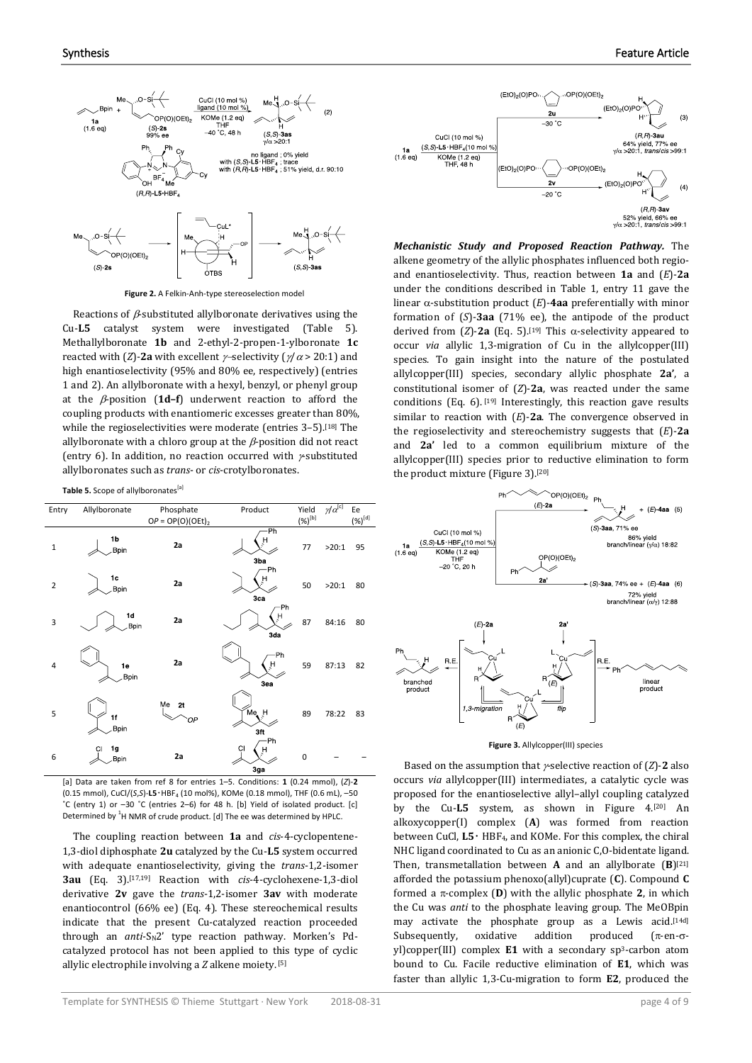Figure 2. A Felkin-Anh-type stereoselection model

Reactions of $\beta$-substituted allylboronate derivatives using the Cu-**L5** catalyst system were investigated (Table 5). Methallylboronate **1b** and 2-ethyl-2-propen-1-ylboronate **1c** reacted with (*Z*)-**2a** with excellent $\gamma$-selectivity ($\gamma/\alpha$ > 20:1) and high enantioselectivity (95% and 80% ee, respectively) (entries 1 and 2). An allylboronate with a hexyl, benzyl, or phenyl group at the $\beta$-position (**1d–f**) underwent reaction to afford the coupling products with enantiomeric excesses greater than 80%, while the regioselectivities were moderate (entries 3–5).[18] The allylboronate with a chloro group at the $\beta$-position did not react (entry 6). In addition, no reaction occurred with $\gamma$-substituted allylboronates such as *trans*- or *cis*-crotylboronates.

**Table 5.** Scope of allylboronates[a]

| Entry | Allylboronate | Phosphate $OP = OP(O)(OEt)_2$ | Product | Yield (%)[b] | $\gamma/\alpha$[c] | Ee (%)[d] |
|---|---|---|---|---|---|---|
| 1 | 1b | 2a | 3ba | 77 | >20:1 | 95 |
| 2 | 1c | 2a | 3ca | 50 | >20:1 | 80 |
| 3 | 1d | 2a | 3da | 87 | 84:16 | 80 |
| 4 | 1e | 2a | 3ea | 59 | 87:13 | 82 |
| 5 | 1f | 2t | 3ft | 89 | 78:22 | 83 |
| 6 | 1g | 2a | 3ga | 0 | – | – |

[a] Data are taken from ref 8 for entries 1–5. Conditions: **1** (0.24 mmol), (*Z*)-**2** (0.15 mmol), CuCl/(*S*,*S*)-**L5**·$HBF_4$ (10 mol%), KOMe (0.18 mmol), THF (0.6 mL), −50 °C (entry 1) or −30 °C (entries 2–6) for 48 h. [b] Yield of isolated product. [c] Determined by $^1$H NMR of crude product. [d] The ee was determined by HPLC.

The coupling reaction between **1a** and *cis*-4-cyclopentene-1,3-diol diphosphate **2u** catalyzed by the Cu-**L5** system occurred with adequate enantioselectivity, giving the *trans*-1,2-isomer **3au** (Eq. 3).[17,19] Reaction with *cis*-4-cyclohexene-1,3-diol derivative **2v** gave the *trans*-1,2-isomer **3av** with moderate enantiocontrol (66% ee) (Eq. 4). These stereochemical results indicate that the present Cu-catalyzed reaction proceeded through an *anti*-$S_N2'$ type reaction pathway. Morken's Pd-catalyzed protocol has not been applied to this type of cyclic allylic electrophile involving a *Z* alkene moiety.[5]

***Mechanistic Study and Proposed Reaction Pathway.*** The alkene geometry of the allylic phosphates influenced both regio- and enantioselectivity. Thus, reaction between **1a** and (*E*)-**2a** under the conditions described in Table 1, entry 11 gave the linear $\alpha$-substitution product (*E*)-**4aa** preferentially with minor formation of (*S*)-**3aa** (71% ee), the antipode of the product derived from (*Z*)-**2a** (Eq. 5).[19] This $\alpha$-selectivity appeared to occur *via* allylic 1,3-migration of Cu in the allylcopper(III) species. To gain insight into the nature of the postulated allylcopper(III) species, secondary allylic phosphate **2a'**, a constitutional isomer of (*Z*)-**2a**, was reacted under the same conditions (Eq. 6).[19] Interestingly, this reaction gave results similar to reaction with (*E*)-**2a**. The convergence observed in the regioselectivity and stereochemistry suggests that (*E*)-**2a** and **2a'** led to a common equilibrium mixture of the allylcopper(III) species prior to reductive elimination to form the product mixture (Figure 3).[20]

Figure 3. Allylcopper(III) species

Based on the assumption that $\gamma$-selective reaction of (*Z*)-**2** also occurs *via* allylcopper(III) intermediates, a catalytic cycle was proposed for the enantioselective allyl–allyl coupling catalyzed by the Cu-**L5** system, as shown in Figure 4.[20] An alkoxycopper(I) complex (**A**) was formed from reaction between CuCl, **L5**· $HBF_4$, and KOMe. For this complex, the chiral NHC ligand coordinated to Cu as an anionic C,O-bidentate ligand. Then, transmetallation between **A** and an allylborate (**B**)[21] afforded the potassium phenoxo(allyl)cuprate (**C**). Compound **C** formed a $\pi$-complex (**D**) with the allylic phosphate **2**, in which the Cu was *anti* to the phosphate leaving group. The MeOBpin may activate the phosphate group as a Lewis acid.[14d] Subsequently, oxidative addition produced ($\pi$-en-$\sigma$-yl)copper(III) complex **E1** with a secondary sp$^3$-carbon atom bound to Cu. Facile reductive elimination of **E1**, which was faster than allylic 1,3-Cu-migration to form **E2**, produced the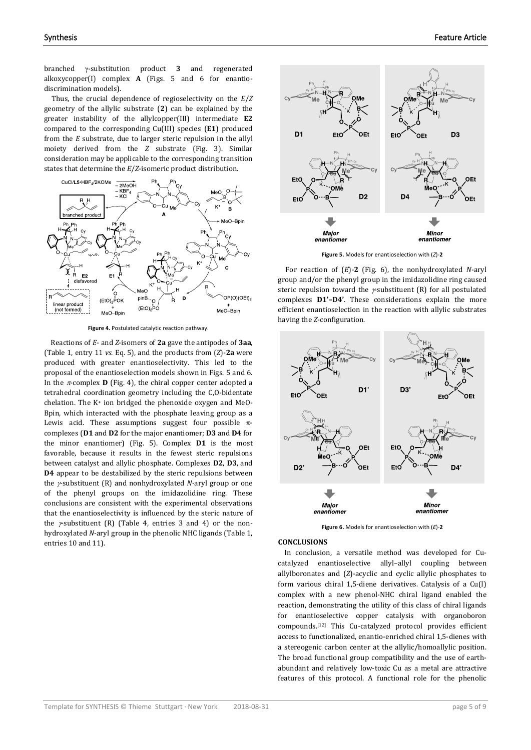branched γ-substitution product **3** and regenerated alkoxycopper(I) complex **A** (Figs. 5 and 6 for enantio-discrimination models).

Thus, the crucial dependence of regioselectivity on the *E*/*Z* geometry of the allylic substrate (**2**) can be explained by the greater instability of the allylcopper(III) intermediate **E2** compared to the corresponding Cu(III) species (**E1**) produced from the *E* substrate, due to larger steric repulsion in the allyl moiety derived from the *Z* substrate (Fig. 3). Similar consideration may be applicable to the corresponding transition states that determine the *E*/*Z*-isomeric product distribution.

**Figure 4.** Postulated catalytic reaction pathway.

Reactions of *E*- and *Z*-isomers of **2a** gave the antipodes of **3aa**, (Table 1, entry 11 *vs.* Eq. 5), and the products from (*Z*)-**2a** were produced with greater enantioselectivity. This led to the proposal of the enantioselection models shown in Figs. 5 and 6. In the π-complex **D** (Fig. 4), the chiral copper center adopted a tetrahedral coordination geometry including the C,O-bidentate chelation. The $K^+$ ion bridged the phenoxide oxygen and MeO-Bpin, which interacted with the phosphate leaving group as a Lewis acid. These assumptions suggest four possible π-complexes (**D1** and **D2** for the major enantiomer; **D3** and **D4** for the minor enantiomer) (Fig. 5). Complex **D1** is the most favorable, because it results in the fewest steric repulsions between catalyst and allylic phosphate. Complexes **D2**, **D3**, and **D4** appear to be destabilized by the steric repulsions between the γ-substituent (R) and nonhydroxylated *N*-aryl group or one of the phenyl groups on the imidazolidine ring. These conclusions are consistent with the experimental observations that the enantioselectivity is influenced by the steric nature of the γ-substituent (R) (Table 4, entries 3 and 4) or the non-hydroxylated *N*-aryl group in the phenolic NHC ligands (Table 1, entries 10 and 11).

**Figure 5.** Models for enantioselection with (*Z*)-**2**

For reaction of (*E*)-**2** (Fig. 6), the nonhydroxylated *N*-aryl group and/or the phenyl group in the imidazolidine ring caused steric repulsion toward the γ-substituent (R) for all postulated complexes **D1'–D4'**. These considerations explain the more efficient enantioselection in the reaction with allylic substrates having the *Z*-configuration.

**Figure 6.** Models for enantioselection with (*E*)-**2**

## CONCLUSIONS

In conclusion, a versatile method was developed for Cu-catalyzed enantioselective allyl–allyl coupling between allylboronates and (*Z*)-acyclic and cyclic allylic phosphates to form various chiral 1,5-diene derivatives. Catalysis of a Cu(I) complex with a new phenol-NHC chiral ligand enabled the reaction, demonstrating the utility of this class of chiral ligands for enantioselective copper catalysis with organoboron compounds.[12] This Cu-catalyzed protocol provides efficient access to functionalized, enantio-enriched chiral 1,5-dienes with a stereogenic carbon center at the allylic/homoallylic position. The broad functional group compatibility and the use of earth-abundant and relatively low-toxic Cu as a metal are attractive features of this protocol. A functional role for the phenolic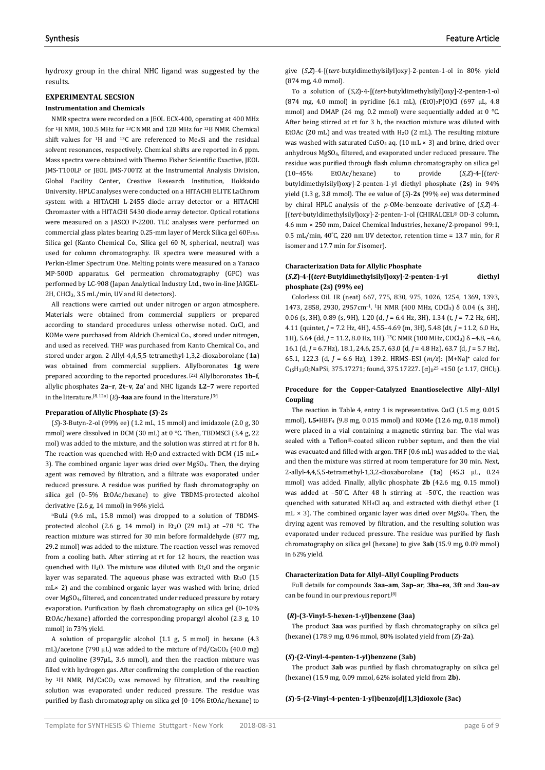hydroxy group in the chiral NHC ligand was suggested by the results.

## EXPERIMENTAL SECSION

### Instrumentation and Chemicals

NMR spectra were recorded on a JEOL ECX-400, operating at 400 MHz for $^{1}H$ NMR, 100.5 MHz for $^{13}C$ NMR and 128 MHz for $^{11}B$ NMR. Chemical shift values for $^{1}H$ and $^{13}C$ are referenced to $Me_4Si$ and the residual solvent resonances, respectively. Chemical shifts are reported in δ ppm. Mass spectra were obtained with Thermo Fisher Scientific Exactive, JEOL JMS-T100LP or JEOL JMS-700TZ at the Instrumental Analysis Division, Global Facility Center, Creative Research Institution, Hokkaido University. HPLC analyses were conducted on a HITACHI ELITE LaChrom system with a HITACHI L-2455 diode array detector or a HITACHI Chromaster with a HITACHI 5430 diode array detector. Optical rotations were measured on a JASCO P-2200. TLC analyses were performed on commercial glass plates bearing 0.25-mm layer of Merck Silica gel $60F_{254}$. Silica gel (Kanto Chemical Co., Silica gel 60 N, spherical, neutral) was used for column chromatography. IR spectra were measured with a Perkin-Elmer Spectrum One. Melting points were measured on a Yanaco MP-500D apparatus. Gel permeation chromatography (GPC) was performed by LC-908 (Japan Analytical Industry Ltd., two in-line JAIGEL-2H, $CHCl_3$, 3.5 mL/min, UV and RI detectors).

All reactions were carried out under nitrogen or argon atmosphere. Materials were obtained from commercial suppliers or prepared according to standard procedures unless otherwise noted. CuCl, and KOMe were purchased from Aldrich Chemical Co., stored under nitrogen, and used as received. THF was purchased from Kanto Chemical Co., and stored under argon. 2-Allyl-4,4,5,5-tetramethyl-1,3,2-dioxaborolane (**1a**) was obtained from commercial suppliers. Allylboronates **1g** were prepared according to the reported procedures.[22] Allylboronates **1b–f**, allylic phosphates **2a–r**, **2t–v**, **2a'** and NHC ligands **L2–7** were reported in the literature.[8, 12a] (*E*)-**4aa** are found in the literature.[3f]

### Preparation of Allylic Phosphate (*S*)-2s

(*S*)-3-Butyn-2-ol (99% ee) (1.2 mL, 15 mmol) and imidazole (2.0 g, 30 mmol) were dissolved in DCM (30 mL) at 0 °C. Then, TBDMSCl (3.4 g, 22 mol) was added to the mixture, and the solution was stirred at rt for 8 h. The reaction was quenched with $H_2O$ and extracted with DCM (15 mL× 3). The combined organic layer was dried over $MgSO_4$. Then, the drying agent was removed by filtration, and a filtrate was evaporated under reduced pressure. A residue was purified by flash chromatography on silica gel (0–5% EtOAc/hexane) to give TBDMS-protected alcohol derivative (2.6 g, 14 mmol) in 96% yield.

$^{n}$BuLi (9.6 mL, 15.8 mmol) was dropped to a solution of TBDMS-protected alcohol (2.6 g, 14 mmol) in $Et_2O$ (29 mL) at –78 °C. The reaction mixture was stirred for 30 min before formaldehyde (877 mg, 29.2 mmol) was added to the mixture. The reaction vessel was removed from a cooling bath. After stirring at rt for 12 hours, the reaction was quenched with $H_2O$. The mixture was diluted with $Et_2O$ and the organic layer was separated. The aqueous phase was extracted with $Et_2O$ (15 mL× 2) and the combined organic layer was washed with brine, dried over $MgSO_4$, filtered, and concentrated under reduced pressure by rotary evaporation. Purification by flash chromatography on silica gel (0–10% EtOAc/hexane) afforded the corresponding propargyl alcohol (2.3 g, 10 mmol) in 73% yield.

A solution of propargylic alcohol (1.1 g, 5 mmol) in hexane (4.3 mL)/acetone (790 μL) was added to the mixture of Pd/$CaCO_3$ (40.0 mg) and quinoline (397μL, 3.6 mmol), and then the reaction mixture was filled with hydrogen gas. After confirming the completion of the reaction by $^{1}H$ NMR, Pd/$CaCO_3$ was removed by filtration, and the resulting solution was evaporated under reduced pressure. The residue was purified by flash chromatography on silica gel (0–10% EtOAc/hexane) to give (*S*,*Z*)-4-[(*tert*-butyldimethylsilyl)oxy]-2-penten-1-ol in 80% yield (874 mg, 4.0 mmol).

To a solution of (*S*,*Z*)-4-[(*tert*-butyldimethylsilyl)oxy]-2-penten-1-ol (874 mg, 4.0 mmol) in pyridine (6.1 mL), $(EtO)_2P(O)Cl$ (697 μL, 4.8 mmol) and DMAP (24 mg, 0.2 mmol) were sequentially added at 0 °C. After being stirred at rt for 3 h, the reaction mixture was diluted with EtOAc (20 mL) and was treated with $H_2O$ (2 mL). The resulting mixture was washed with saturated $CuSO_4$ aq. (10 mL × 3) and brine, dried over anhydrous $MgSO_4$, filtered, and evaporated under reduced pressure. The residue was purified through flash column chromatography on silica gel (10–45% EtOAc/hexane) to provide (*S*,*Z*)-4-[(*tert*-butyldimethylsilyl)oxy]-2-penten-1-yl diethyl phosphate (**2s**) in 94% yield (1.3 g, 3.8 mmol). The ee value of (*S*)-**2s** (99% ee) was determined by chiral HPLC analysis of the *p*-OMe-benzoate derivative of (*S*,*Z*)-4-[(*tert*-butyldimethylsilyl)oxy]-2-penten-1-ol (CHIRALCEL® OD-3 column, 4.6 mm × 250 mm, Daicel Chemical Industries, hexane/2-propanol 99:1, 0.5 mL/min, 40°C, 220 nm UV detector, retention time = 13.7 min, for *R* isomer and 17.7 min for *S* isomer).

### Characterization Data for Allylic Phosphate

#### (*S*,*Z*)-4-[(*tert*-Butyldimethylsilyl)oxy]-2-penten-1-yl diethyl phosphate (2s) (99% ee)

Colorless Oil. IR (neat) 667, 775, 830, 975, 1026, 1254, 1369, 1393, 1473, 2858, 2930, 2957cm$^{-1}$. $^{1}H$ NMR (400 MHz, $CDCl_3$) δ 0.04 (s, 3H), 0.06 (s, 3H), 0.89 (s, 9H), 1.20 (d, *J* = 6.4 Hz, 3H), 1.34 (t, *J* = 7.2 Hz, 6H), 4.11 (quintet, *J* = 7.2 Hz, 4H), 4.55–4.69 (m, 3H), 5.48 (dt, *J* = 11.2, 6.0 Hz, 1H), 5.64 (dd, *J* = 11.2, 8.0 Hz, 1H). $^{13}C$ NMR (100 MHz, $CDCl_3$) δ –4.8, –4.6, 16.1 (d, *J* = 6.7Hz), 18.1, 24.6, 25.7, 63.0 (d, *J* = 4.8 Hz), 63.7 (d, *J* = 5.7 Hz), 65.1, 122.3 (d, *J* = 6.6 Hz), 139.2. HRMS–ESI (*m*/*z*): [M+Na]$^{+}$ calcd for $C_{15}H_{33}O_5NaPSi$, 375.17271; found, 375.17227. $[\alpha]_D^{25}$ +150 (*c* 1.17, $CHCl_3$).

### Procedure for the Copper-Catalyzed Enantioselective Allyl–Allyl Coupling

The reaction in Table 4, entry 1 is representative. CuCl (1.5 mg, 0.015 mmol), **L5**•$HBF_4$ (9.8 mg, 0.015 mmol) and KOMe (12.6 mg, 0.18 mmol) were placed in a vial containing a magnetic stirring bar. The vial was sealed with a Teflon®-coated silicon rubber septum, and then the vial was evacuated and filled with argon. THF (0.6 mL) was added to the vial, and then the mixture was stirred at room temperature for 30 min. Next, 2-allyl-4,4,5,5-tetramethyl-1,3,2-dioxaborolane (**1a**) (45.3 μL, 0.24 mmol) was added. Finally, allylic phosphate **2b** (42.6 mg, 0.15 mmol) was added at –50°C. After 48 h stirring at –50°C, the reaction was quenched with saturated $NH_4Cl$ aq. and extracted with diethyl ether (1 mL × 3). The combined organic layer was dried over $MgSO_4$. Then, the drying agent was removed by filtration, and the resulting solution was evaporated under reduced pressure. The residue was purified by flash chromatography on silica gel (hexane) to give **3ab** (15.9 mg, 0.09 mmol) in 62% yield.

### Characterization Data for Allyl–Allyl Coupling Products

Full details for compounds **3aa–am**, **3ap–ar**, **3ba–ea**, **3ft** and **3au–av** can be found in our previous report.[8]

#### (*R*)-(3-Vinyl-5-hexen-1-yl)benzene (3aa)

The product **3aa** was purified by flash chromatography on silica gel (hexane) (178.9 mg, 0.96 mmol, 80% isolated yield from (*Z*)-**2a**).

#### (*S*)-(2-Vinyl-4-penten-1-yl)benzene (3ab)

The product **3ab** was purified by flash chromatography on silica gel (hexane) (15.9 mg, 0.09 mmol, 62% isolated yield from **2b**).

#### (*S*)-5-(2-Vinyl-4-penten-1-yl)benzo[*d*][1,3]dioxole (3ac)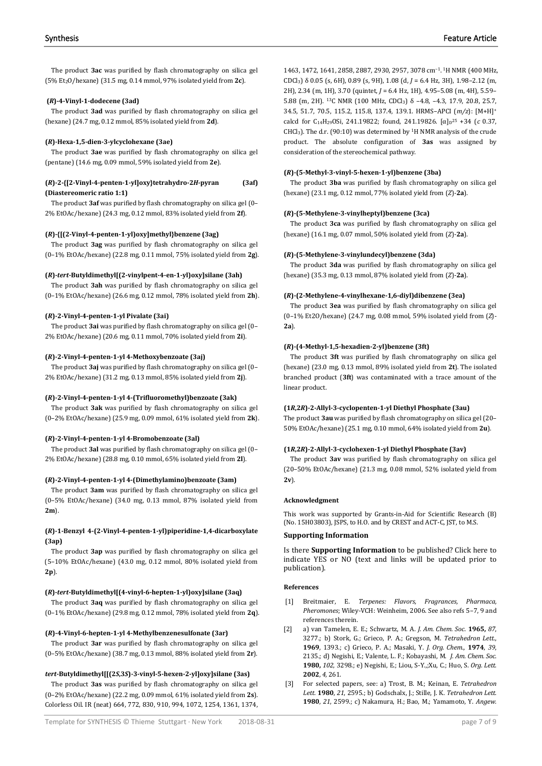The product **3ac** was purified by flash chromatography on silica gel (5% $Et_2O$/hexane) (31.5 mg, 0.14 mmol, 97% isolated yield from **2c**).

### (*R*)-4-Vinyl-1-dodecene (3ad)

The product **3ad** was purified by flash chromatography on silica gel (hexane) (24.7 mg, 0.12 mmol, 85% isolated yield from **2d**).

### (*R*)-Hexa-1,5-dien-3-ylcyclohexane (3ae)

The product **3ae** was purified by flash chromatography on silica gel (pentane) (14.6 mg, 0.09 mmol, 59% isolated yield from **2e**).

### (*R*)-2-{[2-Vinyl-4-penten-1-yl]oxy}tetrahydro-2*H*-pyran (3af) (Diastereomeric ratio 1:1)

The product **3af** was purified by flash chromatography on silica gel (0–2% EtOAc/hexane) (24.3 mg, 0.12 mmol, 83% isolated yield from **2f**).

### (*R*)-{[(2-Vinyl-4-penten-1-yl)oxy]methyl}benzene (3ag)

The product **3ag** was purified by flash chromatography on silica gel (0–1% EtOAc/hexane) (22.8 mg, 0.11 mmol, 75% isolated yield from **2g**).

### (*R*)-*tert*-Butyldimethyl[(2-vinylpent-4-en-1-yl)oxy]silane (3ah)

The product **3ah** was purified by flash chromatography on silica gel (0–1% EtOAc/hexane) (26.6 mg, 0.12 mmol, 78% isolated yield from **2h**).

### (*R*)-2-Vinyl-4-penten-1-yl Pivalate (3ai)

The product **3ai** was purified by flash chromatography on silica gel (0–2% EtOAc/hexane) (20.6 mg, 0.11 mmol, 70% isolated yield from **2i**).

### (*R*)-2-Vinyl-4-penten-1-yl 4-Methoxybenzoate (3aj)

The product **3aj** was purified by flash chromatography on silica gel (0–2% EtOAc/hexane) (31.2 mg, 0.13 mmol, 85% isolated yield from **2j**).

### (*R*)-2-Vinyl-4-penten-1-yl 4-(Trifluoromethyl)benzoate (3ak)

The product **3ak** was purified by flash chromatography on silica gel (0–2% EtOAc/hexane) (25.9 mg, 0.09 mmol, 61% isolated yield from **2k**).

### (*R*)-2-Vinyl-4-penten-1-yl 4-Bromobenzoate (3al)

The product **3al** was purified by flash chromatography on silica gel (0–2% EtOAc/hexane) (28.8 mg, 0.10 mmol, 65% isolated yield from **2l**).

### (*R*)-2-Vinyl-4-penten-1-yl 4-(Dimethylamino)benzoate (3am)

The product **3am** was purified by flash chromatography on silica gel (0–5% EtOAc/hexane) (34.0 mg, 0.13 mmol, 87% isolated yield from **2m**).

### (*R*)-1-Benzyl 4-(2-Vinyl-4-penten-1-yl)piperidine-1,4-dicarboxylate (3ap)

The product **3ap** was purified by flash chromatography on silica gel (5–10% EtOAc/hexane) (43.0 mg, 0.12 mmol, 80% isolated yield from **2p**).

### (*R*)-*tert*-Butyldimethyl[(4-vinyl-6-hepten-1-yl)oxy]silane (3aq)

The product **3aq** was purified by flash chromatography on silica gel (0–1% EtOAc/hexane) (29.8 mg, 0.12 mmol, 78% isolated yield from **2q**).

### (*R*)-4-Vinyl-6-hepten-1-yl 4-Methylbenzenesulfonate (3ar)

The product **3ar** was purified by flash chromatography on silica gel (0–5% EtOAc/hexane) (38.7 mg, 0.13 mmol, 88% isolated yield from **2r**).

### *tert*-Butyldimethyl[[(2*S*,3*S*)-3-vinyl-5-hexen-2-yl]oxy]silane (3as)

The product **3as** was purified by flash chromatography on silica gel (0–2% EtOAc/hexane) (22.2 mg, 0.09 mmol, 61% isolated yield from **2s**). Colorless Oil. IR (neat) 664, 772, 830, 910, 994, 1072, 1254, 1361, 1374, 1463, 1472, 1641, 2858, 2887, 2930, 2957, 3078 $cm^{-1}$. $^1H$ NMR (400 MHz, $CDCl_3$) δ 0.05 (s, 6H), 0.89 (s, 9H), 1.08 (d, *J* = 6.4 Hz, 3H), 1.98–2.12 (m, 2H), 2.34 (m, 1H), 3.70 (quintet, *J* = 6.4 Hz, 1H), 4.95–5.08 (m, 4H), 5.59–5.88 (m, 2H). $^{13}C$ NMR (100 MHz, $CDCl_3$) δ −4.8, −4.3, 17.9, 20.8, 25.7, 34.5, 51.7, 70.5, 115.2, 115.8, 137.4, 139.1. HRMS–APCI (*m/z*): $[M+H]^+$ calcd for $C_{14}H_{29}OSi$, 241.19822; found, 241.19826. $[\alpha]_D^{25}$ +34 (*c* 0.37, $CHCl_3$). The d.r. (90:10) was determined by $^1H$ NMR analysis of the crude product. The absolute configuration of **3as** was assigned by consideration of the stereochemical pathway.

### (*R*)-(5-Methyl-3-vinyl-5-hexen-1-yl)benzene (3ba)

The product **3ba** was purified by flash chromatography on silica gel (hexane) (23.1 mg, 0.12 mmol, 77% isolated yield from (*Z*)-**2a**).

### (*R*)-(5-Methylene-3-vinylheptyl)benzene (3ca)

The product **3ca** was purified by flash chromatography on silica gel (hexane) (16.1 mg, 0.07 mmol, 50% isolated yield from (*Z*)-**2a**).

### (*R*)-(5-Methylene-3-vinylundecyl)benzene (3da)

The product **3da** was purified by flash chromatography on silica gel (hexane) (35.3 mg, 0.13 mmol, 87% isolated yield from (*Z*)-**2a**).

### (*R*)-(2-Methylene-4-vinylhexane-1,6-diyl)dibenzene (3ea)

The product **3ea** was purified by flash chromatography on silica gel (0–1% Et2O/hexane) (24.7 mg, 0.08 mmol, 59% isolated yield from (*Z*)-**2a**).

### (*R*)-(4-Methyl-1,5-hexadien-2-yl)benzene (3ft)

The product **3ft** was purified by flash chromatography on silica gel (hexane) (23.0 mg, 0.13 mmol, 89% isolated yield from **2t**). The isolated branched product (**3ft**) was contaminated with a trace amount of the linear product.

### (1*R*,2*R*)-2-Allyl-3-cyclopenten-1-yl Diethyl Phosphate (3au)

The product **3au** was purified by flash chromatography on silica gel (20–50% EtOAc/hexane) (25.1 mg, 0.10 mmol, 64% isolated yield from **2u**).

### (1*R*,2*R*)-2-Allyl-3-cyclohexen-1-yl Diethyl Phosphate (3av)

The product **3av** was purified by flash chromatography on silica gel (20–50% EtOAc/hexane) (21.3 mg, 0.08 mmol, 52% isolated yield from **2v**).

### Acknowledgment

This work was supported by Grants-in-Aid for Scientific Research (B) (No. 15H03803), JSPS, to H.O. and by CREST and ACT-C, JST, to M.S.

### Supporting Information

Is there **Supporting Information** to be published? Click here to indicate YES or NO (text and links will be updated prior to publication).

### References

[1] Breitmaier, E. *Terpenes: Flavors, Fragrances, Pharmaca, Pheromones*; Wiley-VCH: Weinheim, 2006. See also refs 5–7, 9 and references therein.

[2] a) van Tamelen, E. E.; Schwartz, M. A. *J. Am. Chem. Soc.* **1965,** *87*, 3277.; b) Stork, G.; Grieco, P. A.; Gregson, M. *Tetrahedron Lett.*, **1969**, 1393.; c) Grieco, P. A.; Masaki, Y. *J. Org. Chem.*, **1974**, *39*, 2135.; d) Negishi, E.; Valente, L. F.; Kobayashi, M. *J. Am. Chem. Soc.* **1980,** *102*, 3298.; e) Negishi, E.; Liou, S-Y.,;Xu, C.; Huo, S. *Org. Lett.* **2002**, *4*, 261.

[3] For selected papers, see: a) Trost, B. M.; Keinan, E. *Tetrahedron Lett.* **1980**, *21*, 2595.; b) Godschalx, J.; Stille, J. K. *Tetrahedron Lett.* **1980**, *21*, 2599.; c) Nakamura, H.; Bao, M.; Yamamoto, Y. *Angew.*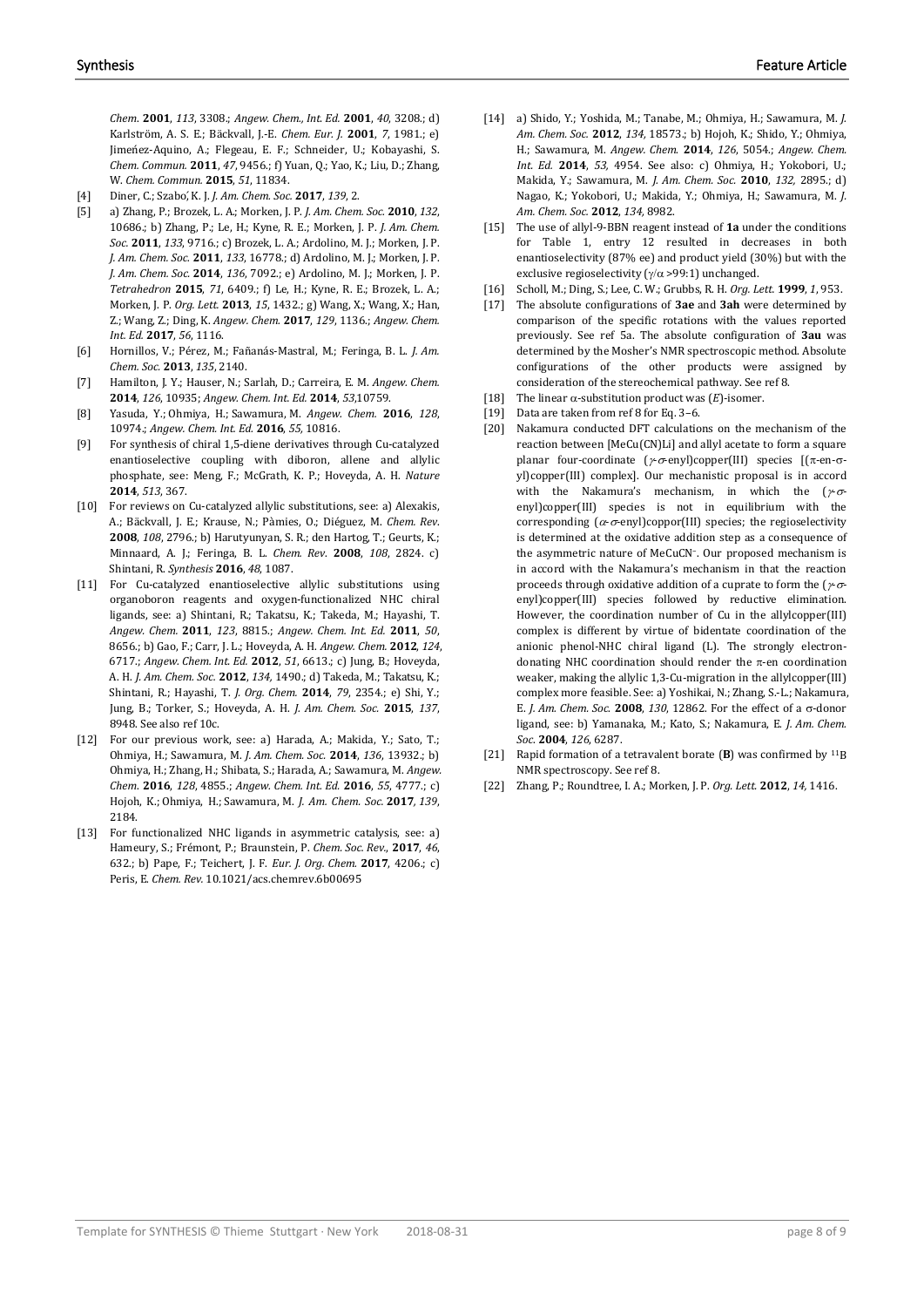*Chem.* **2001**, *113*, 3308.; *Angew. Chem., Int. Ed.* **2001**, *40*, 3208.; d) Karlström, A. S. E.; Bäckvall, J.-E. *Chem. Eur. J.* **2001**, *7*, 1981.; e) Jimeńez-Aquino, A.; Flegeau, E. F.; Schneider, U.; Kobayashi, S. *Chem. Commun.* **2011**, *47*, 9456.; f) Yuan, Q.; Yao, K.; Liu, D.; Zhang, W. *Chem. Commun.* **2015**, *51*, 11834.

[4] Diner, C.; Szabó, K. J. *J. Am. Chem. Soc.* **2017**, *139*, 2.

[5] a) Zhang, P.; Brozek, L. A.; Morken, J. P. *J. Am. Chem. Soc.* **2010**, *132*, 10686.; b) Zhang, P.; Le, H.; Kyne, R. E.; Morken, J. P. *J. Am. Chem. Soc.* **2011**, *133*, 9716.; c) Brozek, L. A.; Ardolino, M. J.; Morken, J. P. *J. Am. Chem. Soc.* **2011**, *133*, 16778.; d) Ardolino, M. J.; Morken, J. P. *J. Am. Chem. Soc.* **2014**, *136*, 7092.; e) Ardolino, M. J.; Morken, J. P. *Tetrahedron* **2015**, *71*, 6409.; f) Le, H.; Kyne, R. E.; Brozek, L. A.; Morken, J. P. *Org. Lett.* **2013**, *15*, 1432.; g) Wang, X.; Wang, X.; Han, Z.; Wang, Z.; Ding, K. *Angew. Chem.* **2017**, *129*, 1136.; *Angew. Chem. Int. Ed.* **2017**, *56*, 1116.

[6] Hornillos, V.; Pérez, M.; Fañanás-Mastral, M.; Feringa, B. L. *J. Am. Chem. Soc.* **2013**, *135*, 2140.

[7] Hamilton, J. Y.; Hauser, N.; Sarlah, D.; Carreira, E. M. *Angew. Chem.* **2014**, *126*, 10935; *Angew. Chem. Int. Ed.* **2014**, *53*,10759.

[8] Yasuda, Y.; Ohmiya, H.; Sawamura, M. *Angew. Chem.* **2016**, *128*, 10974.; *Angew. Chem. Int. Ed.* **2016**, *55*, 10816.

[9] For synthesis of chiral 1,5-diene derivatives through Cu-catalyzed enantioselective coupling with diboron, allene and allylic phosphate, see: Meng, F.; McGrath, K. P.; Hoveyda, A. H. *Nature* **2014**, *513*, 367.

[10] For reviews on Cu-catalyzed allylic substitutions, see: a) Alexakis, A.; Bäckvall, J. E.; Krause, N.; Pàmies, O.; Diéguez, M. *Chem. Rev.* **2008**, *108*, 2796.; b) Harutyunyan, S. R.; den Hartog, T.; Geurts, K.; Minnaard, A. J.; Feringa, B. L. *Chem. Rev.* **2008**, *108*, 2824. c) Shintani, R. *Synthesis* **2016**, *48*, 1087.

[11] For Cu-catalyzed enantioselective allylic substitutions using organoboron reagents and oxygen-functionalized NHC chiral ligands, see: a) Shintani, R.; Takatsu, K.; Takeda, M.; Hayashi, T. *Angew. Chem.* **2011**, *123*, 8815.; *Angew. Chem. Int. Ed.* **2011**, *50*, 8656.; b) Gao, F.; Carr, J. L.; Hoveyda, A. H. *Angew. Chem.* **2012**, *124*, 6717.; *Angew. Chem. Int. Ed.* **2012**, *51*, 6613.; c) Jung, B.; Hoveyda, A. H. *J. Am. Chem. Soc.* **2012**, *134*, 1490.; d) Takeda, M.; Takatsu, K.; Shintani, R.; Hayashi, T. *J. Org. Chem.* **2014**, *79*, 2354.; e) Shi, Y.; Jung, B.; Torker, S.; Hoveyda, A. H. *J. Am. Chem. Soc.* **2015**, *137*, 8948. See also ref 10c.

[12] For our previous work, see: a) Harada, A.; Makida, Y.; Sato, T.; Ohmiya, H.; Sawamura, M. *J. Am. Chem. Soc.* **2014**, *136*, 13932.; b) Ohmiya, H.; Zhang, H.; Shibata, S.; Harada, A.; Sawamura, M. *Angew. Chem.* **2016**, *128*, 4855.; *Angew. Chem. Int. Ed.* **2016**, *55*, 4777.; c) Hojoh, K.; Ohmiya, H.; Sawamura, M. *J. Am. Chem. Soc.* **2017**, *139*, 2184.

[13] For functionalized NHC ligands in asymmetric catalysis, see: a) Hameury, S.; Frémont, P.; Braunstein, P. *Chem. Soc. Rev.*, **2017**, *46*, 632.; b) Pape, F.; Teichert, J. F. *Eur. J. Org. Chem.* **2017**, 4206.; c) Peris, E. *Chem. Rev.* 10.1021/acs.chemrev.6b00695

[14] a) Shido, Y.; Yoshida, M.; Tanabe, M.; Ohmiya, H.; Sawamura, M. *J. Am. Chem. Soc.* **2012**, *134*, 18573.; b) Hojoh, K.; Shido, Y.; Ohmiya, H.; Sawamura, M. *Angew. Chem.* **2014**, *126*, 5054.; *Angew. Chem. Int. Ed.* **2014**, *53*, 4954. See also: c) Ohmiya, H.; Yokobori, U.; Makida, Y.; Sawamura, M. *J. Am. Chem. Soc.* **2010**, *132*, 2895.; d) Nagao, K.; Yokobori, U.; Makida, Y.; Ohmiya, H.; Sawamura, M. *J. Am. Chem. Soc.* **2012**, *134*, 8982.

[15] The use of allyl-9-BBN reagent instead of **1a** under the conditions for Table 1, entry 12 resulted in decreases in both enantioselectivity (87% ee) and product yield (30%) but with the exclusive regioselectivity ($\gamma/\alpha$ >99:1) unchanged.

[16] Scholl, M.; Ding, S.; Lee, C. W.; Grubbs, R. H. *Org. Lett.* **1999**, *1*, 953.

[17] The absolute configurations of **3ae** and **3ah** were determined by comparison of the specific rotations with the values reported previously. See ref 5a. The absolute configuration of **3au** was determined by the Mosher's NMR spectroscopic method. Absolute configurations of the other products were assigned by consideration of the stereochemical pathway. See ref 8.

[18] The linear $\alpha$-substitution product was (*E*)-isomer.

[19] Data are taken from ref 8 for Eq. 3–6.

[20] Nakamura conducted DFT calculations on the mechanism of the reaction between [MeCu(CN)Li] and allyl acetate to form a square planar four-coordinate ($\gamma$-$\sigma$-enyl)copper(III) species [($\pi$-en-$\sigma$-yl)copper(III) complex]. Our mechanistic proposal is in accord with the Nakamura's mechanism, in which the ($\gamma$-$\sigma$-enyl)copper(III) species is not in equilibrium with the corresponding ($\alpha$-$\sigma$-enyl)coppor(III) species; the regioselectivity is determined at the oxidative addition step as a consequence of the asymmetric nature of $MeCuCN^-$. Our proposed mechanism is in accord with the Nakamura's mechanism in that the reaction proceeds through oxidative addition of a cuprate to form the ($\gamma$-$\sigma$-enyl)copper(III) species followed by reductive elimination. However, the coordination number of Cu in the allylcopper(III) complex is different by virtue of bidentate coordination of the anionic phenol-NHC chiral ligand (L). The strongly electron-donating NHC coordination should render the $\pi$-en coordination weaker, making the allylic 1,3-Cu-migration in the allylcopper(III) complex more feasible. See: a) Yoshikai, N.; Zhang, S.-L.; Nakamura, E. *J. Am. Chem. Soc.* **2008**, *130*, 12862. For the effect of a $\sigma$-donor ligand, see: b) Yamanaka, M.; Kato, S.; Nakamura, E. *J. Am. Chem. Soc.* **2004**, *126*, 6287.

[21] Rapid formation of a tetravalent borate (**B**) was confirmed by $^{11}B$ NMR spectroscopy. See ref 8.

[22] Zhang, P.; Roundtree, I. A.; Morken, J. P. *Org. Lett.* **2012**, *14*, 1416.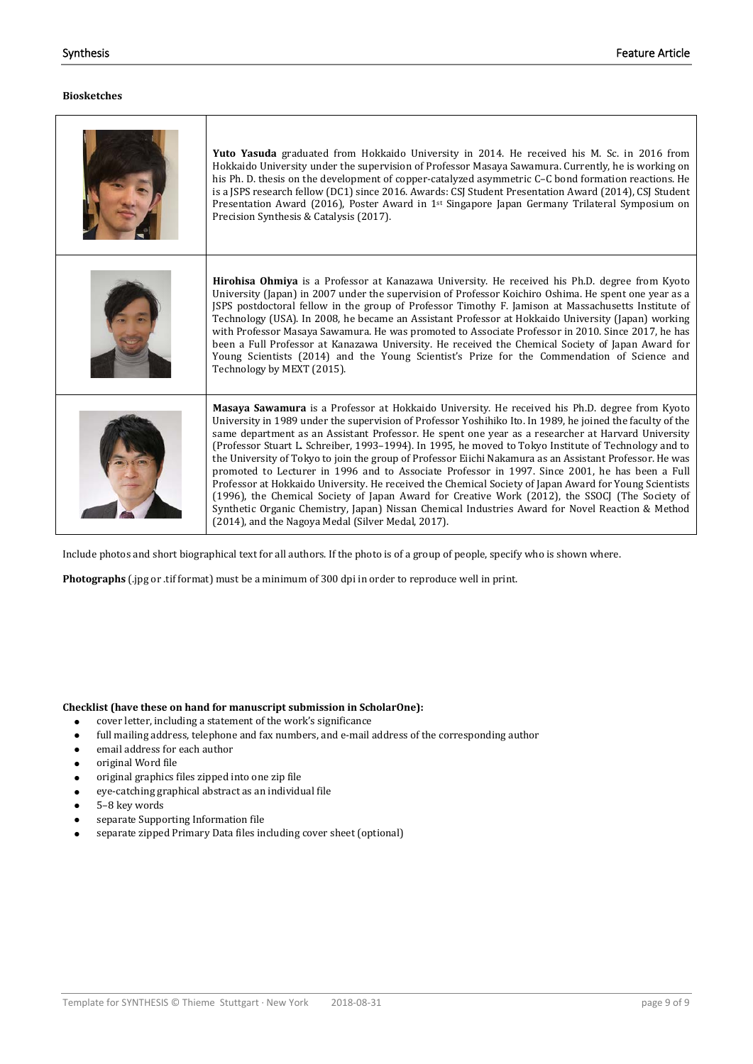**Biosketches**

**Yuto Yasuda** graduated from Hokkaido University in 2014. He received his M. Sc. in 2016 from Hokkaido University under the supervision of Professor Masaya Sawamura. Currently, he is working on his Ph. D. thesis on the development of copper-catalyzed asymmetric C–C bond formation reactions. He is a JSPS research fellow (DC1) since 2016. Awards: CSJ Student Presentation Award (2014), CSJ Student Presentation Award (2016), Poster Award in 1st Singapore Japan Germany Trilateral Symposium on Precision Synthesis & Catalysis (2017).

**Hirohisa Ohmiya** is a Professor at Kanazawa University. He received his Ph.D. degree from Kyoto University (Japan) in 2007 under the supervision of Professor Koichiro Oshima. He spent one year as a JSPS postdoctoral fellow in the group of Professor Timothy F. Jamison at Massachusetts Institute of Technology (USA). In 2008, he became an Assistant Professor at Hokkaido University (Japan) working with Professor Masaya Sawamura. He was promoted to Associate Professor in 2010. Since 2017, he has been a Full Professor at Kanazawa University. He received the Chemical Society of Japan Award for Young Scientists (2014) and the Young Scientist's Prize for the Commendation of Science and Technology by MEXT (2015).

**Masaya Sawamura** is a Professor at Hokkaido University. He received his Ph.D. degree from Kyoto University in 1989 under the supervision of Professor Yoshihiko Ito. In 1989, he joined the faculty of the same department as an Assistant Professor. He spent one year as a researcher at Harvard University (Professor Stuart L. Schreiber, 1993–1994). In 1995, he moved to Tokyo Institute of Technology and to the University of Tokyo to join the group of Professor Eiichi Nakamura as an Assistant Professor. He was promoted to Lecturer in 1996 and to Associate Professor in 1997. Since 2001, he has been a Full Professor at Hokkaido University. He received the Chemical Society of Japan Award for Young Scientists (1996), the Chemical Society of Japan Award for Creative Work (2012), the SSOCJ (The Society of Synthetic Organic Chemistry, Japan) Nissan Chemical Industries Award for Novel Reaction & Method (2014), and the Nagoya Medal (Silver Medal, 2017).

Include photos and short biographical text for all authors. If the photo is of a group of people, specify who is shown where.

**Photographs** (.jpg or .tif format) must be a minimum of 300 dpi in order to reproduce well in print.

**Checklist (have these on hand for manuscript submission in ScholarOne):**

- cover letter, including a statement of the work's significance
- full mailing address, telephone and fax numbers, and e-mail address of the corresponding author
- email address for each author
- original Word file
- original graphics files zipped into one zip file
- eye-catching graphical abstract as an individual file
- 5–8 key words
- separate Supporting Information file
- separate zipped Primary Data files including cover sheet (optional)